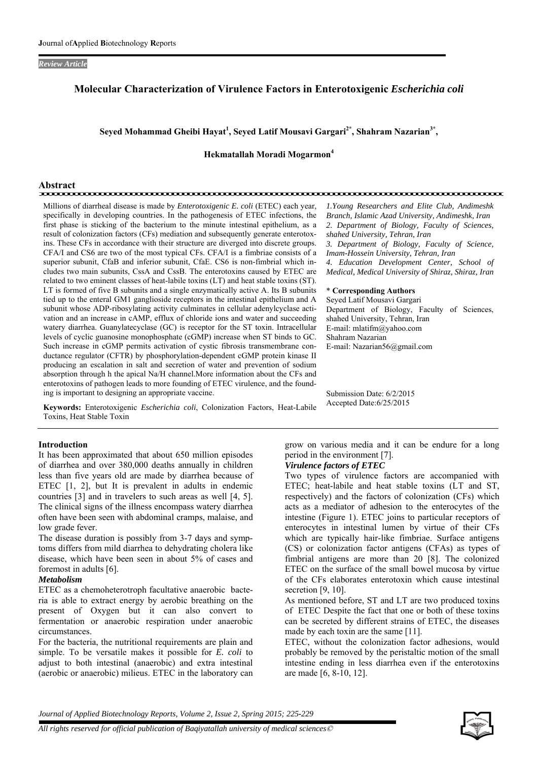Review Article

# Molecular Characterization of Virulence Factors in Enterotoxigenic *Escherichia coli*

**Seyed Mohammad Gheibi Hayat[1], Seyed Latif Mousavi Gargari[2*], Shahram Nazarian[3*], Hekmatallah Moradi Mogarmon[4]**

## Abstract

Millions of diarrheal disease is made by *Enterotoxigenic E. coli* (ETEC) each year, specifically in developing countries. In the pathogenesis of ETEC infections, the first phase is sticking of the bacterium to the minute intestinal epithelium, as a result of colonization factors (CFs) mediation and subsequently generate enterotoxins. These CFs in accordance with their structure are diverged into discrete groups. CFA/I and CS6 are two of the most typical CFs. CFA/I is a fimbriae consists of a superior subunit, CfaB and inferior subunit, CfaE. CS6 is non-fimbrial which includes two main subunits, CssA and CssB. The enterotoxins caused by ETEC are related to two eminent classes of heat-labile toxins (LT) and heat stable toxins (ST). LT is formed of five B subunits and a single enzymatically active A. Its B subunits tied up to the enteral GM1 ganglioside receptors in the intestinal epithelium and A subunit whose ADP-ribosylating activity culminates in cellular adenylcyclase activation and an increase in cAMP, efflux of chloride ions and water and succeeding watery diarrhea. Guanylatecyclase (GC) is receptor for the ST toxin. Intracellular levels of cyclic guanosine monophosphate (cGMP) increase when ST binds to GC. Such increase in cGMP permits activation of cystic fibrosis transmembrane conductance regulator (CFTR) by phosphorylation-dependent cGMP protein kinase II producing an escalation in salt and secretion of water and prevention of sodium absorption through h the apical Na/H channel.More information about the CFs and enterotoxins of pathogen leads to more founding of ETEC virulence, and the founding is important to designing an appropriate vaccine.

**Keywords:** Enterotoxigenic *Escherichia coli*, Colonization Factors, Heat-Labile Toxins, Heat Stable Toxin

*1.Young Researchers and Elite Club, Andimeshk Branch, Islamic Azad University, Andimeshk, Iran*
*2. Department of Biology, Faculty of Sciences, shahed University, Tehran, Iran*
*3. Department of Biology, Faculty of Science, Imam-Hossein University, Tehran, Iran*
*4. Education Development Center, School of Medical, Medical University of Shiraz, Shiraz, Iran*

\* **Corresponding Authors**
Seyed Latif Mousavi Gargari
Department of Biology, Faculty of Sciences, shahed University, Tehran, Iran
E-mail: mlatifm@yahoo.com
Shahram Nazarian
E-mail: Nazarian56@gmail.com

Submission Date: 6/2/2015
Accepted Date:6/25/2015

## Introduction

It has been approximated that about 650 million episodes of diarrhea and over 380,000 deaths annually in children less than five years old are made by diarrhea because of ETEC [1, 2], but It is prevalent in adults in endemic countries [3] and in travelers to such areas as well [4, 5]. The clinical signs of the illness encompass watery diarrhea often have been seen with abdominal cramps, malaise, and low grade fever.

The disease duration is possibly from 3-7 days and symptoms differs from mild diarrhea to dehydrating cholera like disease, which have been seen in about 5% of cases and foremost in adults [6].

### *Metabolism*

ETEC as a chemoheterotroph facultative anaerobic bacteria is able to extract energy by aerobic breathing on the present of Oxygen but it can also convert to fermentation or anaerobic respiration under anaerobic circumstances.

For the bacteria, the nutritional requirements are plain and simple. To be versatile makes it possible for *E. coli* to adjust to both intestinal (anaerobic) and extra intestinal (aerobic or anaerobic) milieus. ETEC in the laboratory can grow on various media and it can be endure for a long period in the environment [7].

### *Virulence factors of ETEC*

Two types of virulence factors are accompanied with ETEC; heat-labile and heat stable toxins (LT and ST, respectively) and the factors of colonization (CFs) which acts as a mediator of adhesion to the enterocytes of the intestine (Figure 1). ETEC joins to particular receptors of enterocytes in intestinal lumen by virtue of their CFs which are typically hair-like fimbriae. Surface antigens (CS) or colonization factor antigens (CFAs) as types of fimbrial antigens are more than 20 [8]. The colonized ETEC on the surface of the small bowel mucosa by virtue of the CFs elaborates enterotoxin which cause intestinal secretion [9, 10].

As mentioned before, ST and LT are two produced toxins of ETEC Despite the fact that one or both of these toxins can be secreted by different strains of ETEC, the diseases made by each toxin are the same [11].

ETEC, without the colonization factor adhesions, would probably be removed by the peristaltic motion of the small intestine ending in less diarrhea even if the enterotoxins are made [6, 8-10, 12].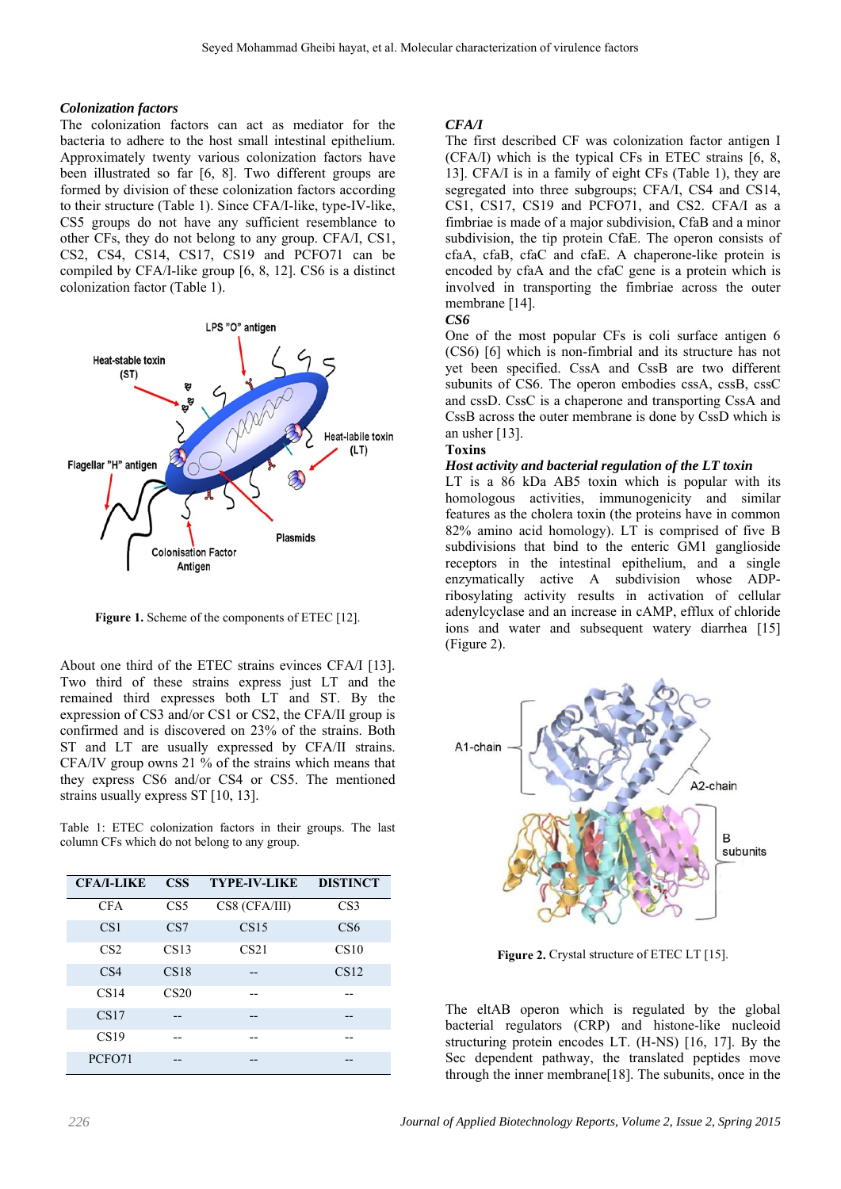### *Colonization factors*

The colonization factors can act as mediator for the bacteria to adhere to the host small intestinal epithelium. Approximately twenty various colonization factors have been illustrated so far [6, 8]. Two different groups are formed by division of these colonization factors according to their structure (Table 1). Since CFA/I-like, type-IV-like, CS5 groups do not have any sufficient resemblance to other CFs, they do not belong to any group. CFA/I, CS1, CS2, CS4, CS14, CS17, CS19 and PCFO71 can be compiled by CFA/I-like group [6, 8, 12]. CS6 is a distinct colonization factor (Table 1).

**Figure 1.** Scheme of the components of ETEC [12].

About one third of the ETEC strains evinces CFA/I [13]. Two third of these strains express just LT and the remained third expresses both LT and ST. By the expression of CS3 and/or CS1 or CS2, the CFA/II group is confirmed and is discovered on 23% of the strains. Both ST and LT are usually expressed by CFA/II strains. CFA/IV group owns 21 % of the strains which means that they express CS6 and/or CS4 or CS5. The mentioned strains usually express ST [10, 13].

Table 1: ETEC colonization factors in their groups. The last column CFs which do not belong to any group.

| CFA/I-LIKE | CSS | TYPE-IV-LIKE | DISTINCT |
|---|---|---|---|
| CFA | CS5 | CS8 (CFA/III) | CS3 |
| CS1 | CS7 | CS15 | CS6 |
| CS2 | CS13 | CS21 | CS10 |
| CS4 | CS18 | -- | CS12 |
| CS14 | CS20 | -- | -- |
| CS17 | -- | -- | -- |
| CS19 | -- | -- | -- |
| PCFO71 | -- | -- | -- |

### *CFA/I*

The first described CF was colonization factor antigen I (CFA/I) which is the typical CFs in ETEC strains [6, 8, 13]. CFA/I is in a family of eight CFs (Table 1), they are segregated into three subgroups; CFA/I, CS4 and CS14, CS1, CS17, CS19 and PCFO71, and CS2. CFA/I as a fimbriae is made of a major subdivision, CfaB and a minor subdivision, the tip protein CfaE. The operon consists of cfaA, cfaB, cfaC and cfaE. A chaperone-like protein is encoded by cfaA and the cfaC gene is a protein which is involved in transporting the fimbriae across the outer membrane [14].

### *CS6*

One of the most popular CFs is coli surface antigen 6 (CS6) [6] which is non-fimbrial and its structure has not yet been specified. CssA and CssB are two different subunits of CS6. The operon embodies cssA, cssB, cssC and cssD. CssC is a chaperone and transporting CssA and CssB across the outer membrane is done by CssD which is an usher [13].

### Toxins

### *Host activity and bacterial regulation of the LT toxin*

LT is a 86 kDa AB5 toxin which is popular with its homologous activities, immunogenicity and similar features as the cholera toxin (the proteins have in common 82% amino acid homology). LT is comprised of five B subdivisions that bind to the enteric GM1 ganglioside receptors in the intestinal epithelium, and a single enzymatically active A subdivision whose ADP-ribosylating activity results in activation of cellular adenylcyclase and an increase in cAMP, efflux of chloride ions and water and subsequent watery diarrhea [15] (Figure 2).

**Figure 2.** Crystal structure of ETEC LT [15].

The eltAB operon which is regulated by the global bacterial regulators (CRP) and histone-like nucleoid structuring protein encodes LT. (H-NS) [16, 17]. By the Sec dependent pathway, the translated peptides move through the inner membrane[18]. The subunits, once in the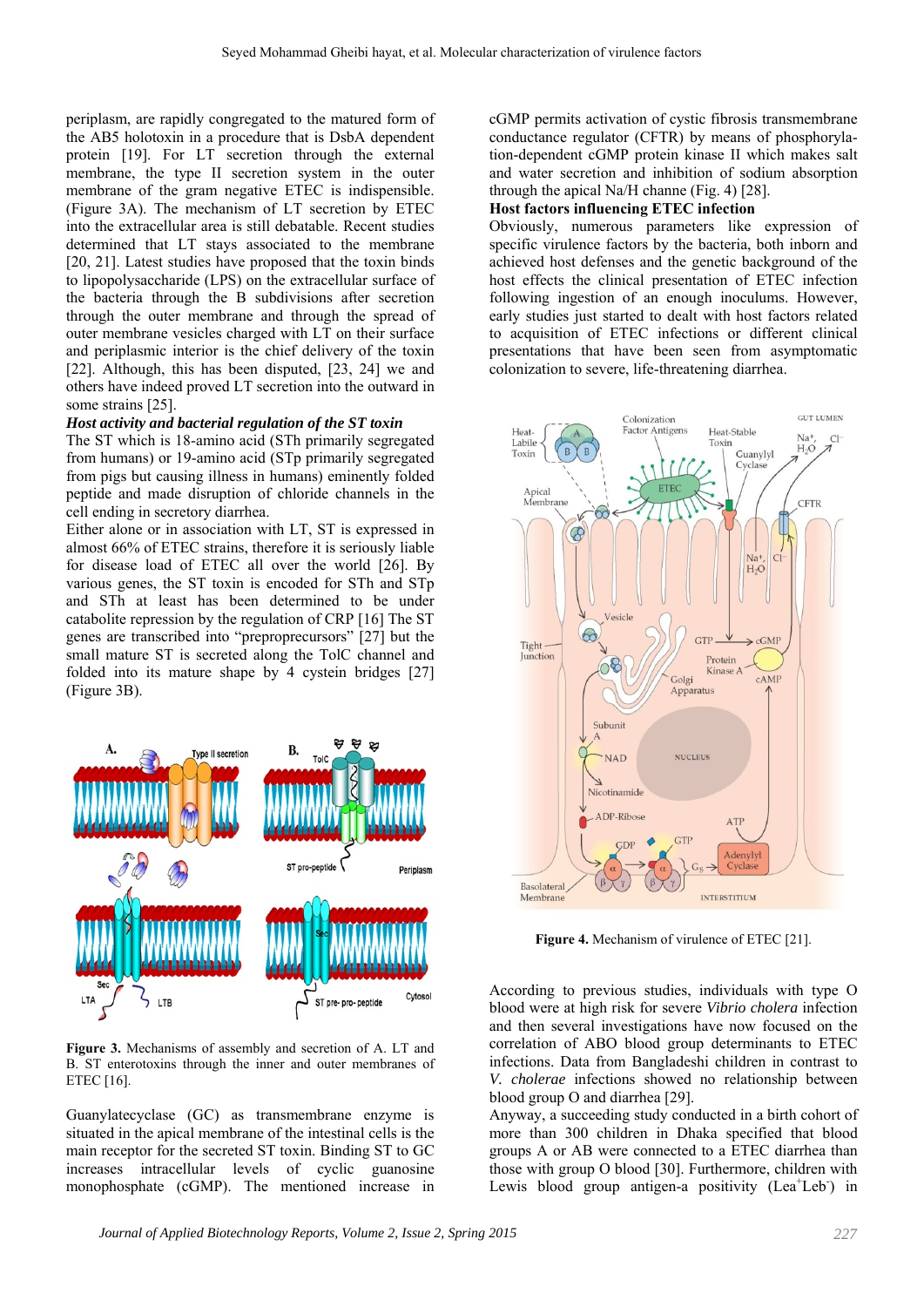periplasm, are rapidly congregated to the matured form of the AB5 holotoxin in a procedure that is DsbA dependent protein [19]. For LT secretion through the external membrane, the type II secretion system in the outer membrane of the gram negative ETEC is indispensible. (Figure 3A). The mechanism of LT secretion by ETEC into the extracellular area is still debatable. Recent studies determined that LT stays associated to the membrane [20, 21]. Latest studies have proposed that the toxin binds to lipopolysaccharide (LPS) on the extracellular surface of the bacteria through the B subdivisions after secretion through the outer membrane and through the spread of outer membrane vesicles charged with LT on their surface and periplasmic interior is the chief delivery of the toxin [22]. Although, this has been disputed, [23, 24] we and others have indeed proved LT secretion into the outward in some strains [25].

***Host activity and bacterial regulation of the ST toxin***

The ST which is 18-amino acid (STh primarily segregated from humans) or 19-amino acid (STp primarily segregated from pigs but causing illness in humans) eminently folded peptide and made disruption of chloride channels in the cell ending in secretory diarrhea.

Either alone or in association with LT, ST is expressed in almost 66% of ETEC strains, therefore it is seriously liable for disease load of ETEC all over the world [26]. By various genes, the ST toxin is encoded for STh and STp and STh at least has been determined to be under catabolite repression by the regulation of CRP [16] The ST genes are transcribed into "preproprecursors" [27] but the small mature ST is secreted along the TolC channel and folded into its mature shape by 4 cystein bridges [27] (Figure 3B).

**Figure 3.** Mechanisms of assembly and secretion of A. LT and B. ST enterotoxins through the inner and outer membranes of ETEC [16].

Guanylatecyclase (GC) as transmembrane enzyme is situated in the apical membrane of the intestinal cells is the main receptor for the secreted ST toxin. Binding ST to GC increases intracellular levels of cyclic guanosine monophosphate (cGMP). The mentioned increase in cGMP permits activation of cystic fibrosis transmembrane conductance regulator (CFTR) by means of phosphorylation-dependent cGMP protein kinase II which makes salt and water secretion and inhibition of sodium absorption through the apical Na/H channe (Fig. 4) [28].

**Host factors influencing ETEC infection**

Obviously, numerous parameters like expression of specific virulence factors by the bacteria, both inborn and achieved host defenses and the genetic background of the host effects the clinical presentation of ETEC infection following ingestion of an enough inoculums. However, early studies just started to dealt with host factors related to acquisition of ETEC infections or different clinical presentations that have been seen from asymptomatic colonization to severe, life-threatening diarrhea.

**Figure 4.** Mechanism of virulence of ETEC [21].

According to previous studies, individuals with type O blood were at high risk for severe *Vibrio cholera* infection and then several investigations have now focused on the correlation of ABO blood group determinants to ETEC infections. Data from Bangladeshi children in contrast to *V. cholerae* infections showed no relationship between blood group O and diarrhea [29].

Anyway, a succeeding study conducted in a birth cohort of more than 300 children in Dhaka specified that blood groups A or AB were connected to a ETEC diarrhea than those with group O blood [30]. Furthermore, children with Lewis blood group antigen-a positivity ($Lea^{+}Leb^{-}$) in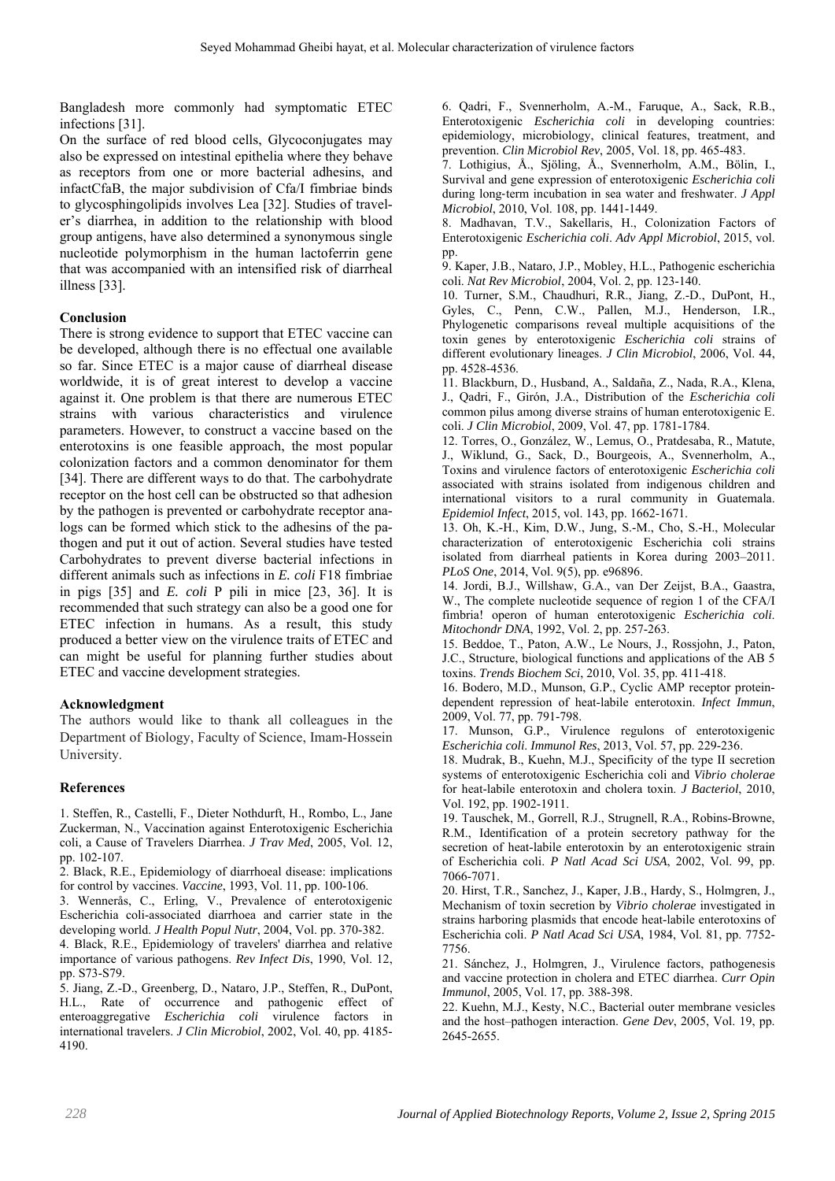Bangladesh more commonly had symptomatic ETEC infections [31].

On the surface of red blood cells, Glycoconjugates may also be expressed on intestinal epithelia where they behave as receptors from one or more bacterial adhesins, and infactCfaB, the major subdivision of Cfa/I fimbriae binds to glycosphingolipids involves Lea [32]. Studies of traveler's diarrhea, in addition to the relationship with blood group antigens, have also determined a synonymous single nucleotide polymorphism in the human lactoferrin gene that was accompanied with an intensified risk of diarrheal illness [33].

## Conclusion

There is strong evidence to support that ETEC vaccine can be developed, although there is no effectual one available so far. Since ETEC is a major cause of diarrheal disease worldwide, it is of great interest to develop a vaccine against it. One problem is that there are numerous ETEC strains with various characteristics and virulence parameters. However, to construct a vaccine based on the enterotoxins is one feasible approach, the most popular colonization factors and a common denominator for them [34]. There are different ways to do that. The carbohydrate receptor on the host cell can be obstructed so that adhesion by the pathogen is prevented or carbohydrate receptor analogs can be formed which stick to the adhesins of the pathogen and put it out of action. Several studies have tested Carbohydrates to prevent diverse bacterial infections in different animals such as infections in *E. coli* F18 fimbriae in pigs [35] and *E. coli* P pili in mice [23, 36]. It is recommended that such strategy can also be a good one for ETEC infection in humans. As a result, this study produced a better view on the virulence traits of ETEC and can might be useful for planning further studies about ETEC and vaccine development strategies.

## Acknowledgment

The authors would like to thank all colleagues in the Department of Biology, Faculty of Science, Imam-Hossein University.

## References

1. Steffen, R., Castelli, F., Dieter Nothdurft, H., Rombo, L., Jane Zuckerman, N., Vaccination against Enterotoxigenic Escherichia coli, a Cause of Travelers Diarrhea. *J Trav Med*, 2005, Vol. 12, pp. 102-107.
2. Black, R.E., Epidemiology of diarrhoeal disease: implications for control by vaccines. *Vaccine*, 1993, Vol. 11, pp. 100-106.
3. Wennerås, C., Erling, V., Prevalence of enterotoxigenic Escherichia coli-associated diarrhoea and carrier state in the developing world. *J Health Popul Nutr*, 2004, Vol. pp. 370-382.
4. Black, R.E., Epidemiology of travelers' diarrhea and relative importance of various pathogens. *Rev Infect Dis*, 1990, Vol. 12, pp. S73-S79.
5. Jiang, Z.-D., Greenberg, D., Nataro, J.P., Steffen, R., DuPont, H.L., Rate of occurrence and pathogenic effect of enteroaggregative *Escherichia coli* virulence factors in international travelers. *J Clin Microbiol*, 2002, Vol. 40, pp. 4185-4190.
6. Qadri, F., Svennerholm, A.-M., Faruque, A., Sack, R.B., Enterotoxigenic *Escherichia coli* in developing countries: epidemiology, microbiology, clinical features, treatment, and prevention. *Clin Microbiol Rev*, 2005, Vol. 18, pp. 465-483.
7. Lothigius, Å., Sjöling, Å., Svennerholm, A.M., Bölin, I., Survival and gene expression of enterotoxigenic *Escherichia coli* during long-term incubation in sea water and freshwater. *J Appl Microbiol*, 2010, Vol. 108, pp. 1441-1449.
8. Madhavan, T.V., Sakellaris, H., Colonization Factors of Enterotoxigenic *Escherichia coli*. *Adv Appl Microbiol*, 2015, vol. pp.
9. Kaper, J.B., Nataro, J.P., Mobley, H.L., Pathogenic escherichia coli. *Nat Rev Microbiol*, 2004, Vol. 2, pp. 123-140.
10. Turner, S.M., Chaudhuri, R.R., Jiang, Z.-D., DuPont, H., Gyles, C., Penn, C.W., Pallen, M.J., Henderson, I.R., Phylogenetic comparisons reveal multiple acquisitions of the toxin genes by enterotoxigenic *Escherichia coli* strains of different evolutionary lineages. *J Clin Microbiol*, 2006, Vol. 44, pp. 4528-4536.
11. Blackburn, D., Husband, A., Saldaña, Z., Nada, R.A., Klena, J., Qadri, F., Girón, J.A., Distribution of the *Escherichia coli* common pilus among diverse strains of human enterotoxigenic E. coli. *J Clin Microbiol*, 2009, Vol. 47, pp. 1781-1784.
12. Torres, O., González, W., Lemus, O., Pratdesaba, R., Matute, J., Wiklund, G., Sack, D., Bourgeois, A., Svennerholm, A., Toxins and virulence factors of enterotoxigenic *Escherichia coli* associated with strains isolated from indigenous children and international visitors to a rural community in Guatemala. *Epidemiol Infect*, 2015, vol. 143, pp. 1662-1671.
13. Oh, K.-H., Kim, D.W., Jung, S.-M., Cho, S.-H., Molecular characterization of enterotoxigenic Escherichia coli strains isolated from diarrheal patients in Korea during 2003–2011. *PLoS One*, 2014, Vol. 9(5), pp. e96896.
14. Jordi, B.J., Willshaw, G.A., van Der Zeijst, B.A., Gaastra, W., The complete nucleotide sequence of region 1 of the CFA/I fimbria! operon of human enterotoxigenic *Escherichia coli*. *Mitochondr DNA*, 1992, Vol. 2, pp. 257-263.
15. Beddoe, T., Paton, A.W., Le Nours, J., Rossjohn, J., Paton, J.C., Structure, biological functions and applications of the AB 5 toxins. *Trends Biochem Sci*, 2010, Vol. 35, pp. 411-418.
16. Bodero, M.D., Munson, G.P., Cyclic AMP receptor protein-dependent repression of heat-labile enterotoxin. *Infect Immun*, 2009, Vol. 77, pp. 791-798.
17. Munson, G.P., Virulence regulons of enterotoxigenic *Escherichia coli*. *Immunol Res*, 2013, Vol. 57, pp. 229-236.
18. Mudrak, B., Kuehn, M.J., Specificity of the type II secretion systems of enterotoxigenic Escherichia coli and *Vibrio cholerae* for heat-labile enterotoxin and cholera toxin. *J Bacteriol*, 2010, Vol. 192, pp. 1902-1911.
19. Tauschek, M., Gorrell, R.J., Strugnell, R.A., Robins-Browne, R.M., Identification of a protein secretory pathway for the secretion of heat-labile enterotoxin by an enterotoxigenic strain of Escherichia coli. *P Natl Acad Sci USA*, 2002, Vol. 99, pp. 7066-7071.
20. Hirst, T.R., Sanchez, J., Kaper, J.B., Hardy, S., Holmgren, J., Mechanism of toxin secretion by *Vibrio cholerae* investigated in strains harboring plasmids that encode heat-labile enterotoxins of Escherichia coli. *P Natl Acad Sci USA*, 1984, Vol. 81, pp. 7752-7756.
21. Sánchez, J., Holmgren, J., Virulence factors, pathogenesis and vaccine protection in cholera and ETEC diarrhea. *Curr Opin Immunol*, 2005, Vol. 17, pp. 388-398.
22. Kuehn, M.J., Kesty, N.C., Bacterial outer membrane vesicles and the host–pathogen interaction. *Gene Dev*, 2005, Vol. 19, pp. 2645-2655.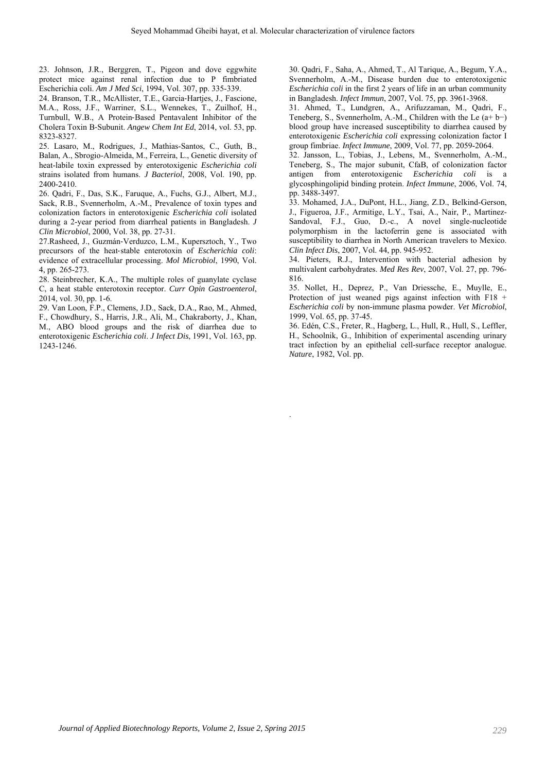23. Johnson, J.R., Berggren, T., Pigeon and dove eggwhite protect mice against renal infection due to P fimbriated Escherichia coli. *Am J Med Sci*, 1994, Vol. 307, pp. 335-339.

24. Branson, T.R., McAllister, T.E., Garcia-Hartjes, J., Fascione, M.A., Ross, J.F., Warriner, S.L., Wennekes, T., Zuilhof, H., Turnbull, W.B., A Protein-Based Pentavalent Inhibitor of the Cholera Toxin B-Subunit. *Angew Chem Int Ed*, 2014, vol. 53, pp. 8323-8327.

25. Lasaro, M., Rodrigues, J., Mathias-Santos, C., Guth, B., Balan, A., Sbrogio-Almeida, M., Ferreira, L., Genetic diversity of heat-labile toxin expressed by enterotoxigenic *Escherichia coli* strains isolated from humans. *J Bacteriol*, 2008, Vol. 190, pp. 2400-2410.

26. Qadri, F., Das, S.K., Faruque, A., Fuchs, G.J., Albert, M.J., Sack, R.B., Svennerholm, A.-M., Prevalence of toxin types and colonization factors in enterotoxigenic *Escherichia coli* isolated during a 2-year period from diarrheal patients in Bangladesh. *J Clin Microbiol*, 2000, Vol. 38, pp. 27-31.

27.Rasheed, J., Guzmán-Verduzco, L.M., Kupersztoch, Y., Two precursors of the heat-stable enterotoxin of *Escherichia coli*: evidence of extracellular processing. *Mol Microbiol*, 1990, Vol. 4, pp. 265-273.

28. Steinbrecher, K.A., The multiple roles of guanylate cyclase C, a heat stable enterotoxin receptor. *Curr Opin Gastroenterol*, 2014, vol. 30, pp. 1-6.

29. Van Loon, F.P., Clemens, J.D., Sack, D.A., Rao, M., Ahmed, F., Chowdhury, S., Harris, J.R., Ali, M., Chakraborty, J., Khan, M., ABO blood groups and the risk of diarrhea due to enterotoxigenic *Escherichia coli*. *J Infect Dis*, 1991, Vol. 163, pp. 1243-1246.

30. Qadri, F., Saha, A., Ahmed, T., Al Tarique, A., Begum, Y.A., Svennerholm, A.-M., Disease burden due to enterotoxigenic *Escherichia coli* in the first 2 years of life in an urban community in Bangladesh. *Infect Immun*, 2007, Vol. 75, pp. 3961-3968.

31. Ahmed, T., Lundgren, A., Arifuzzaman, M., Qadri, F., Teneberg, S., Svennerholm, A.-M., Children with the Le (a+ b−) blood group have increased susceptibility to diarrhea caused by enterotoxigenic *Escherichia coli* expressing colonization factor I group fimbriae. *Infect Immune*, 2009, Vol. 77, pp. 2059-2064.

32. Jansson, L., Tobias, J., Lebens, M., Svennerholm, A.-M., Teneberg, S., The major subunit, CfaB, of colonization factor antigen from enterotoxigenic *Escherichia coli* is a glycosphingolipid binding protein. *Infect Immune*, 2006, Vol. 74, pp. 3488-3497.

33. Mohamed, J.A., DuPont, H.L., Jiang, Z.D., Belkind-Gerson, J., Figueroa, J.F., Armitige, L.Y., Tsai, A., Nair, P., Martinez-Sandoval, F.J., Guo, D.-c., A novel single-nucleotide polymorphism in the lactoferrin gene is associated with susceptibility to diarrhea in North American travelers to Mexico. *Clin Infect Dis*, 2007, Vol. 44, pp. 945-952.

34. Pieters, R.J., Intervention with bacterial adhesion by multivalent carbohydrates. *Med Res Rev*, 2007, Vol. 27, pp. 796-816.

35. Nollet, H., Deprez, P., Van Driessche, E., Muylle, E., Protection of just weaned pigs against infection with F18 + *Escherichia coli* by non-immune plasma powder. *Vet Microbiol*, 1999, Vol. 65, pp. 37-45.

36. Edén, C.S., Freter, R., Hagberg, L., Hull, R., Hull, S., Leffler, H., Schoolnik, G., Inhibition of experimental ascending urinary tract infection by an epithelial cell-surface receptor analogue. *Nature*, 1982, Vol. pp.